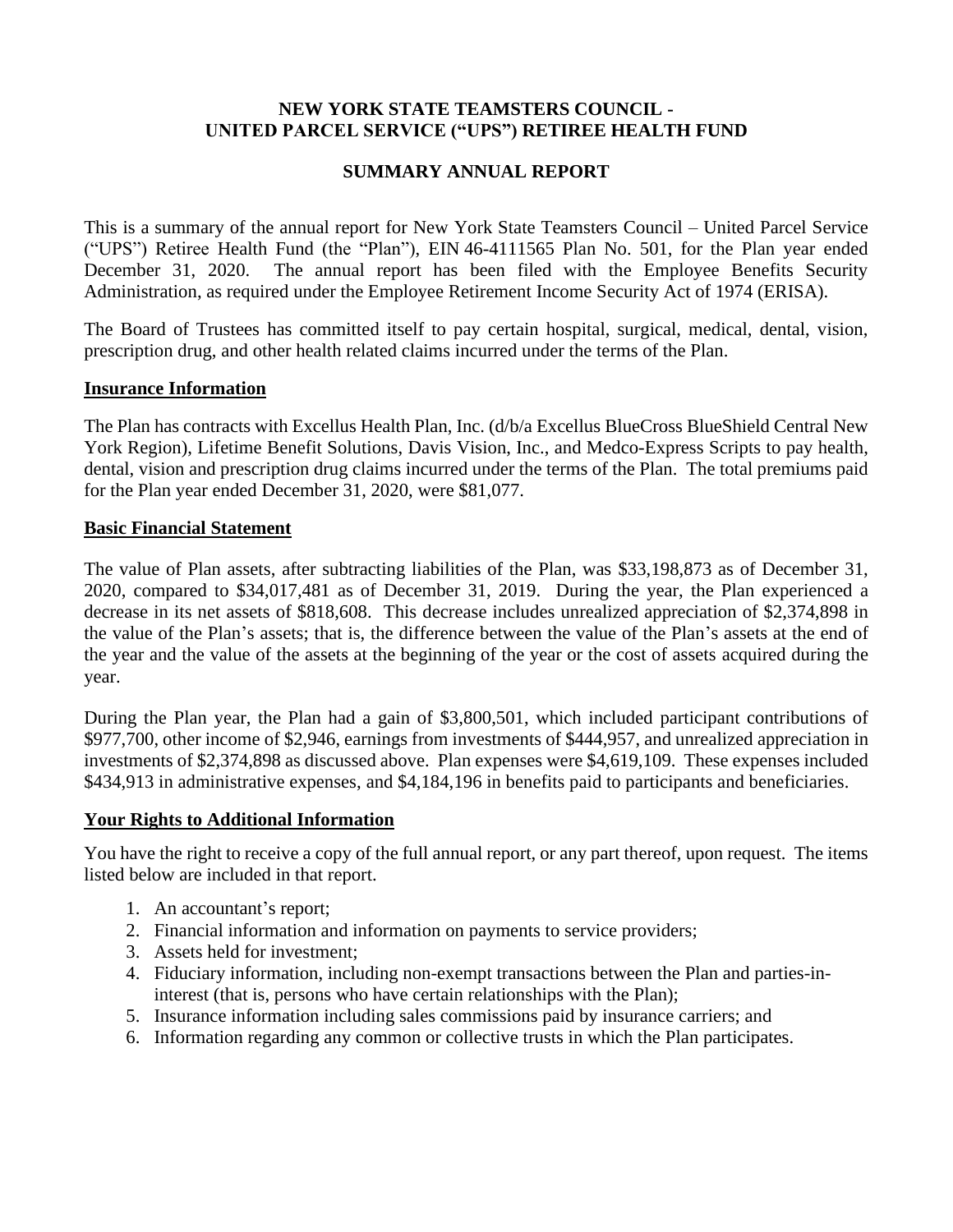# NEW YORK STATE TEAMSTERS COUNCIL - UNITED PARCEL SERVICE ("UPS") RETIREE HEALTH FUND

## SUMMARY ANNUAL REPORT

This is a summary of the annual report for New York State Teamsters Council – United Parcel Service ("UPS") Retiree Health Fund (the "Plan"), EIN 46-4111565 Plan No. 501, for the Plan year ended December 31, 2020. The annual report has been filed with the Employee Benefits Security Administration, as required under the Employee Retirement Income Security Act of 1974 (ERISA).

The Board of Trustees has committed itself to pay certain hospital, surgical, medical, dental, vision, prescription drug, and other health related claims incurred under the terms of the Plan.

### Insurance Information

The Plan has contracts with Excellus Health Plan, Inc. (d/b/a Excellus BlueCross BlueShield Central New York Region), Lifetime Benefit Solutions, Davis Vision, Inc., and Medco-Express Scripts to pay health, dental, vision and prescription drug claims incurred under the terms of the Plan. The total premiums paid for the Plan year ended December 31, 2020, were $81,077.

### Basic Financial Statement

The value of Plan assets, after subtracting liabilities of the Plan, was $33,198,873 as of December 31, 2020, compared to $34,017,481 as of December 31, 2019. During the year, the Plan experienced a decrease in its net assets of $818,608. This decrease includes unrealized appreciation of $2,374,898 in the value of the Plan's assets; that is, the difference between the value of the Plan's assets at the end of the year and the value of the assets at the beginning of the year or the cost of assets acquired during the year.

During the Plan year, the Plan had a gain of $3,800,501, which included participant contributions of $977,700, other income of $2,946, earnings from investments of $444,957, and unrealized appreciation in investments of $2,374,898 as discussed above. Plan expenses were $4,619,109. These expenses included $434,913 in administrative expenses, and $4,184,196 in benefits paid to participants and beneficiaries.

### Your Rights to Additional Information

You have the right to receive a copy of the full annual report, or any part thereof, upon request. The items listed below are included in that report.

1. An accountant's report;
2. Financial information and information on payments to service providers;
3. Assets held for investment;
4. Fiduciary information, including non-exempt transactions between the Plan and parties-in-interest (that is, persons who have certain relationships with the Plan);
5. Insurance information including sales commissions paid by insurance carriers; and
6. Information regarding any common or collective trusts in which the Plan participates.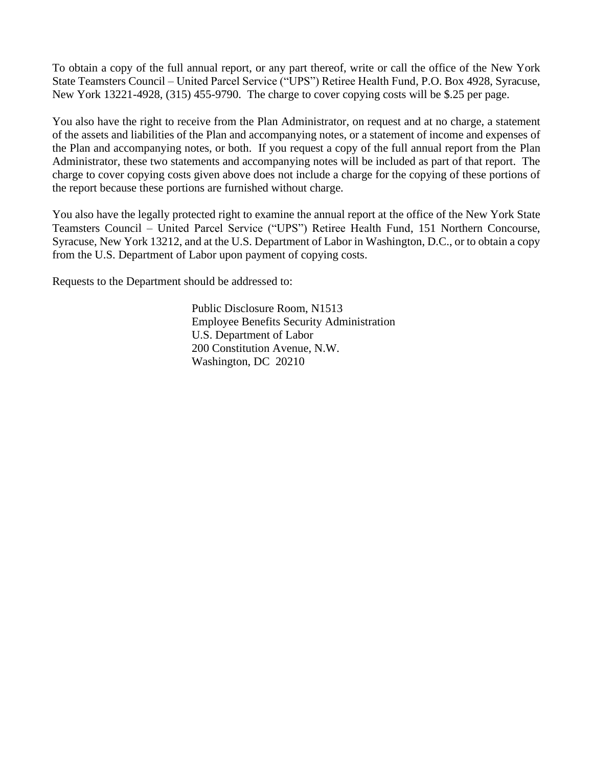To obtain a copy of the full annual report, or any part thereof, write or call the office of the New York State Teamsters Council – United Parcel Service ("UPS") Retiree Health Fund, P.O. Box 4928, Syracuse, New York 13221-4928, (315) 455-9790. The charge to cover copying costs will be $.25 per page.

You also have the right to receive from the Plan Administrator, on request and at no charge, a statement of the assets and liabilities of the Plan and accompanying notes, or a statement of income and expenses of the Plan and accompanying notes, or both. If you request a copy of the full annual report from the Plan Administrator, these two statements and accompanying notes will be included as part of that report. The charge to cover copying costs given above does not include a charge for the copying of these portions of the report because these portions are furnished without charge.

You also have the legally protected right to examine the annual report at the office of the New York State Teamsters Council – United Parcel Service ("UPS") Retiree Health Fund, 151 Northern Concourse, Syracuse, New York 13212, and at the U.S. Department of Labor in Washington, D.C., or to obtain a copy from the U.S. Department of Labor upon payment of copying costs.

Requests to the Department should be addressed to:

Public Disclosure Room, N1513
Employee Benefits Security Administration
U.S. Department of Labor
200 Constitution Avenue, N.W.
Washington, DC 20210